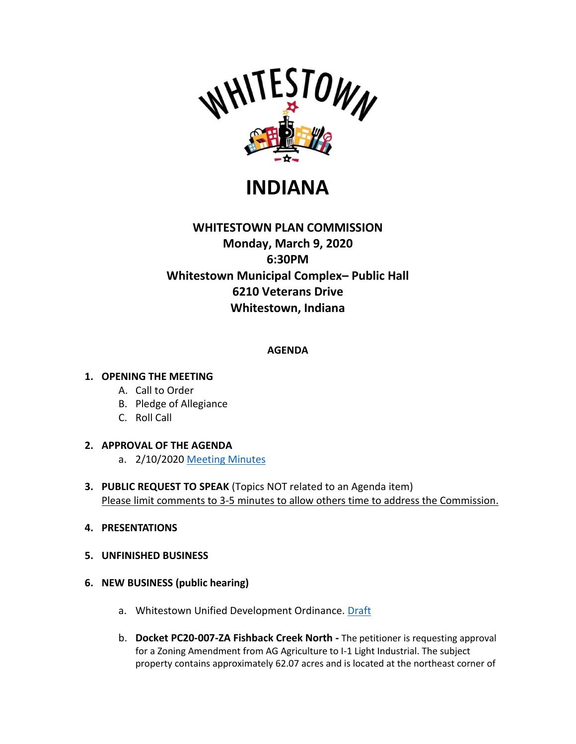WHITESTOWN

# INDIANA

## WHITESTOWN PLAN COMMISSION
**Monday, March 9, 2020**
**6:30PM**
**Whitestown Municipal Complex– Public Hall**
**6210 Veterans Drive**
**Whitestown, Indiana**

**AGENDA**

1. **OPENING THE MEETING**
   A. Call to Order
   B. Pledge of Allegiance
   C. Roll Call

2. **APPROVAL OF THE AGENDA**
   a. 2/10/2020 Meeting Minutes

3. **PUBLIC REQUEST TO SPEAK** (Topics NOT related to an Agenda item)
   Please limit comments to 3-5 minutes to allow others time to address the Commission.

4. **PRESENTATIONS**

5. **UNFINISHED BUSINESS**

6. **NEW BUSINESS (public hearing)**

   a. Whitestown Unified Development Ordinance. Draft

   b. **Docket PC20-007-ZA Fishback Creek North -** The petitioner is requesting approval for a Zoning Amendment from AG Agriculture to I-1 Light Industrial. The subject property contains approximately 62.07 acres and is located at the northeast corner of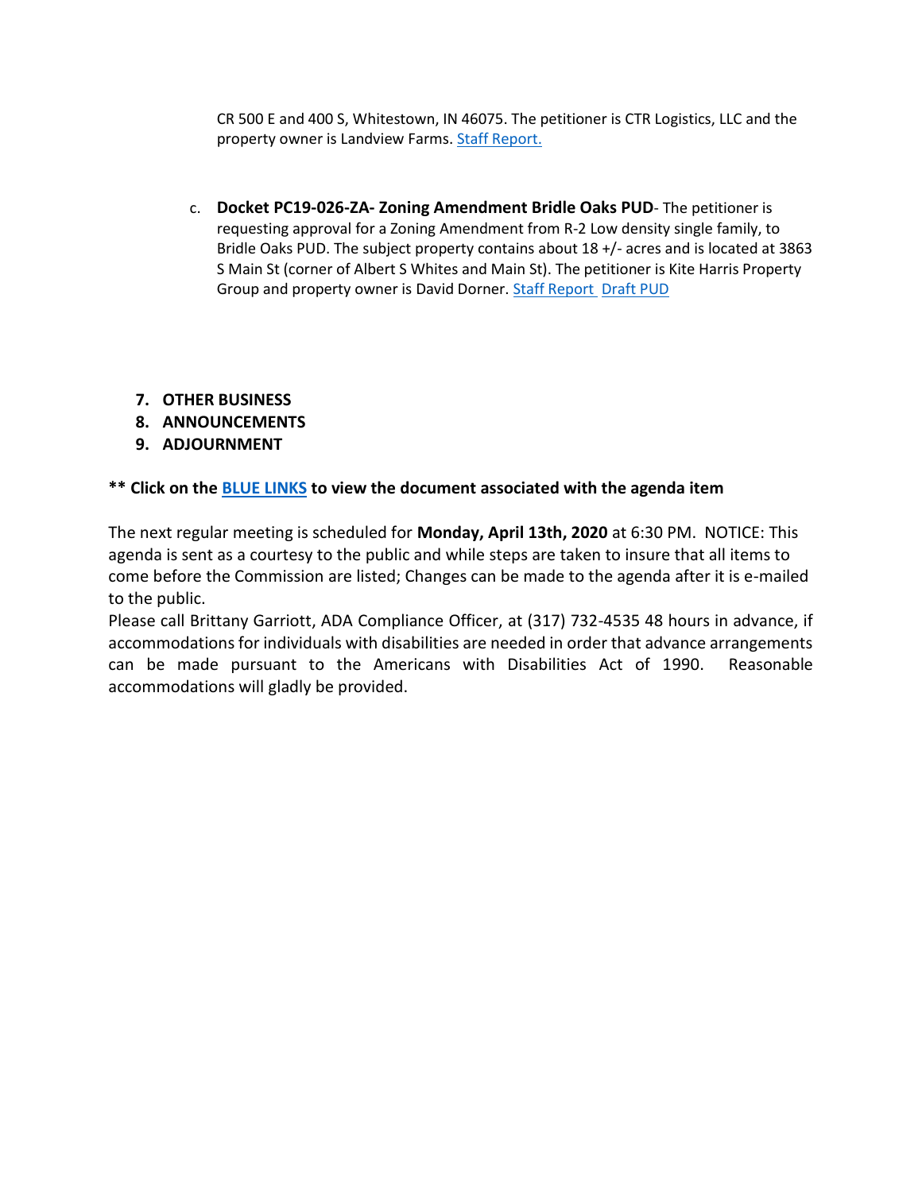CR 500 E and 400 S, Whitestown, IN 46075. The petitioner is CTR Logistics, LLC and the property owner is Landview Farms. Staff Report.

c. **Docket PC19-026-ZA- Zoning Amendment Bridle Oaks PUD**- The petitioner is requesting approval for a Zoning Amendment from R-2 Low density single family, to Bridle Oaks PUD. The subject property contains about 18 +/- acres and is located at 3863 S Main St (corner of Albert S Whites and Main St). The petitioner is Kite Harris Property Group and property owner is David Dorner. Staff Report Draft PUD

7. **OTHER BUSINESS**
8. **ANNOUNCEMENTS**
9. **ADJOURNMENT**

**** Click on the BLUE LINKS to view the document associated with the agenda item**

The next regular meeting is scheduled for **Monday, April 13th, 2020** at 6:30 PM. NOTICE: This agenda is sent as a courtesy to the public and while steps are taken to insure that all items to come before the Commission are listed; Changes can be made to the agenda after it is e-mailed to the public.

Please call Brittany Garriott, ADA Compliance Officer, at (317) 732-4535 48 hours in advance, if accommodations for individuals with disabilities are needed in order that advance arrangements can be made pursuant to the Americans with Disabilities Act of 1990. Reasonable accommodations will gladly be provided.